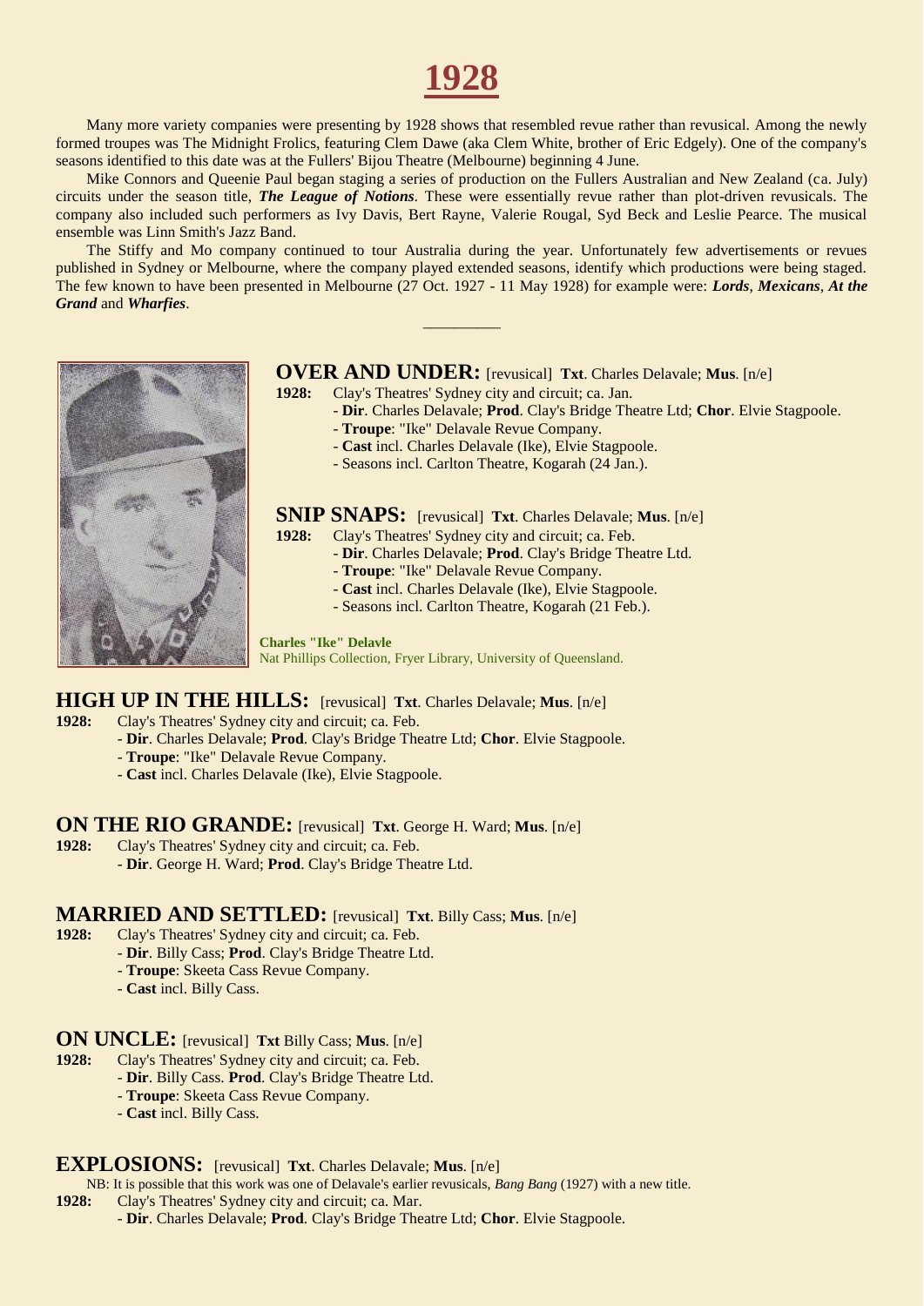# 1928

Many more variety companies were presenting by 1928 shows that resembled revue rather than revusical. Among the newly formed troupes was The Midnight Frolics, featuring Clem Dawe (aka Clem White, brother of Eric Edgely). One of the company's seasons identified to this date was at the Fullers' Bijou Theatre (Melbourne) beginning 4 June.

Mike Connors and Queenie Paul began staging a series of production on the Fullers Australian and New Zealand (ca. July) circuits under the season title, ***The League of Notions***. These were essentially revue rather than plot-driven revusicals. The company also included such performers as Ivy Davis, Bert Rayne, Valerie Rougal, Syd Beck and Leslie Pearce. The musical ensemble was Linn Smith's Jazz Band.

The Stiffy and Mo company continued to tour Australia during the year. Unfortunately few advertisements or revues published in Sydney or Melbourne, where the company played extended seasons, identify which productions were being staged. The few known to have been presented in Melbourne (27 Oct. 1927 - 11 May 1928) for example were: ***Lords***, ***Mexicans***, ***At the Grand*** and ***Wharfies***.

---

## OVER AND UNDER: [revusical] **Txt**. Charles Delavale; **Mus**. [n/e]

**1928:** Clay's Theatres' Sydney city and circuit; ca. Jan.
- **Dir**. Charles Delavale; **Prod**. Clay's Bridge Theatre Ltd; **Chor**. Elvie Stagpoole.
- **Troupe**: "Ike" Delavale Revue Company.
- **Cast** incl. Charles Delavale (Ike), Elvie Stagpoole.
- Seasons incl. Carlton Theatre, Kogarah (24 Jan.).

## SNIP SNAPS: [revusical] **Txt**. Charles Delavale; **Mus**. [n/e]

**1928:** Clay's Theatres' Sydney city and circuit; ca. Feb.
- **Dir**. Charles Delavale; **Prod**. Clay's Bridge Theatre Ltd.
- **Troupe**: "Ike" Delavale Revue Company.
- **Cast** incl. Charles Delavale (Ike), Elvie Stagpoole.
- Seasons incl. Carlton Theatre, Kogarah (21 Feb.).

**Charles "Ike" Delavle**
Nat Phillips Collection, Fryer Library, University of Queensland.

## HIGH UP IN THE HILLS: [revusical] **Txt**. Charles Delavale; **Mus**. [n/e]

**1928:** Clay's Theatres' Sydney city and circuit; ca. Feb.
- **Dir**. Charles Delavale; **Prod**. Clay's Bridge Theatre Ltd; **Chor**. Elvie Stagpoole.
- **Troupe**: "Ike" Delavale Revue Company.
- **Cast** incl. Charles Delavale (Ike), Elvie Stagpoole.

## ON THE RIO GRANDE: [revusical] **Txt**. George H. Ward; **Mus**. [n/e]

**1928:** Clay's Theatres' Sydney city and circuit; ca. Feb.
- **Dir**. George H. Ward; **Prod**. Clay's Bridge Theatre Ltd.

## MARRIED AND SETTLED: [revusical] **Txt**. Billy Cass; **Mus**. [n/e]

**1928:** Clay's Theatres' Sydney city and circuit; ca. Feb.
- **Dir**. Billy Cass; **Prod**. Clay's Bridge Theatre Ltd.
- **Troupe**: Skeeta Cass Revue Company.
- **Cast** incl. Billy Cass.

## ON UNCLE: [revusical] **Txt** Billy Cass; **Mus**. [n/e]

**1928:** Clay's Theatres' Sydney city and circuit; ca. Feb.
- **Dir**. Billy Cass. **Prod**. Clay's Bridge Theatre Ltd.
- **Troupe**: Skeeta Cass Revue Company.
- **Cast** incl. Billy Cass.

## EXPLOSIONS: [revusical] **Txt**. Charles Delavale; **Mus**. [n/e]

NB: It is possible that this work was one of Delavale's earlier revusicals, *Bang Bang* (1927) with a new title.

**1928:** Clay's Theatres' Sydney city and circuit; ca. Mar.
- **Dir**. Charles Delavale; **Prod**. Clay's Bridge Theatre Ltd; **Chor**. Elvie Stagpoole.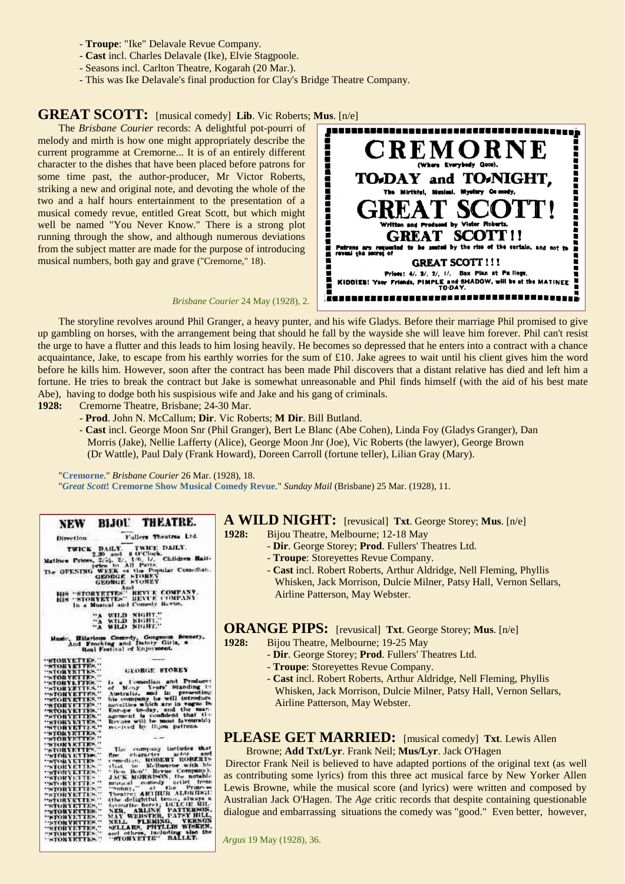- **Troupe**: "Ike" Delavale Revue Company.
- **Cast** incl. Charles Delavale (Ike), Elvie Stagpoole.
- Seasons incl. Carlton Theatre, Kogarah (20 Mar.).
- This was Ike Delavale's final production for Clay's Bridge Theatre Company.

## GREAT SCOTT: [musical comedy] **Lib**. Vic Roberts; **Mus**. [n/e]

The *Brisbane Courier* records: A delightful pot-pourri of melody and mirth is how one might appropriately describe the current programme at Cremorne... It is of an entirely different character to the dishes that have been placed before patrons for some time past, the author-producer, Mr Victor Roberts, striking a new and original note, and devoting the whole of the two and a half hours entertainment to the presentation of a musical comedy revue, entitled Great Scott, but which might well be named "You Never Know." There is a strong plot running through the show, and although numerous deviations from the subject matter are made for the purpose of introducing musical numbers, both gay and grave ("Cremorne," 18).

*Brisbane Courier* 24 May (1928), 2.

The storyline revolves around Phil Granger, a heavy punter, and his wife Gladys. Before their marriage Phil promised to give up gambling on horses, with the arrangement being that should he fall by the wayside she will leave him forever. Phil can't resist the urge to have a flutter and this leads to him losing heavily. He becomes so depressed that he enters into a contract with a chance acquaintance, Jake, to escape from his earthly worries for the sum of £10. Jake agrees to wait until his client gives him the word before he kills him. However, soon after the contract has been made Phil discovers that a distant relative has died and left him a fortune. He tries to break the contract but Jake is somewhat unreasonable and Phil finds himself (with the aid of his best mate Abe), having to dodge both his suspisious wife and Jake and his gang of criminals.

**1928:** Cremorne Theatre, Brisbane; 24-30 Mar.
- **Prod**. John N. McCallum; **Dir**. Vic Roberts; **M Dir**. Bill Butland.
- **Cast** incl. George Moon Snr (Phil Granger), Bert Le Blanc (Abe Cohen), Linda Foy (Gladys Granger), Dan Morris (Jake), Nellie Lafferty (Alice), George Moon Jnr (Joe), Vic Roberts (the lawyer), George Brown (Dr Wattle), Paul Daly (Frank Howard), Doreen Carroll (fortune teller), Lilian Gray (Mary).

"Cremorne." *Brisbane Courier* 26 Mar. (1928), 18.
"*Great Scott*! Cremorne Show Musical Comedy Revue." *Sunday Mail* (Brisbane) 25 Mar. (1928), 11.

## A WILD NIGHT: [revusical] **Txt**. George Storey; **Mus**. [n/e]

**1928:** Bijou Theatre, Melbourne; 12-18 May
- **Dir**. George Storey; **Prod**. Fullers' Theatres Ltd.
- **Troupe**: Storeyettes Revue Company.
- **Cast** incl. Robert Roberts, Arthur Aldridge, Nell Fleming, Phyllis Whisken, Jack Morrison, Dulcie Milner, Patsy Hall, Vernon Sellars, Airline Patterson, May Webster.

## ORANGE PIPS: [revusical] **Txt**. George Storey; **Mus**. [n/e]

**1928:** Bijou Theatre, Melbourne; 19-25 May
- **Dir**. George Storey; **Prod**. Fullers' Theatres Ltd.
- **Troupe**: Storeyettes Revue Company.
- **Cast** incl. Robert Roberts, Arthur Aldridge, Nell Fleming, Phyllis Whisken, Jack Morrison, Dulcie Milner, Patsy Hall, Vernon Sellars, Airline Patterson, May Webster.

*Argus* 19 May (1928), 36.

## PLEASE GET MARRIED: [musical comedy] **Txt**. Lewis Allen Browne; **Add Txt/Lyr**. Frank Neil; **Mus/Lyr**. Jack O'Hagen

Director Frank Neil is believed to have adapted portions of the original text (as well as contributing some lyrics) from this three act musical farce by New Yorker Allen Lewis Browne, while the musical score (and lyrics) were written and composed by Australian Jack O'Hagen. The *Age* critic records that despite containing questionable dialogue and embarrassing situations the comedy was "good." Even better, however,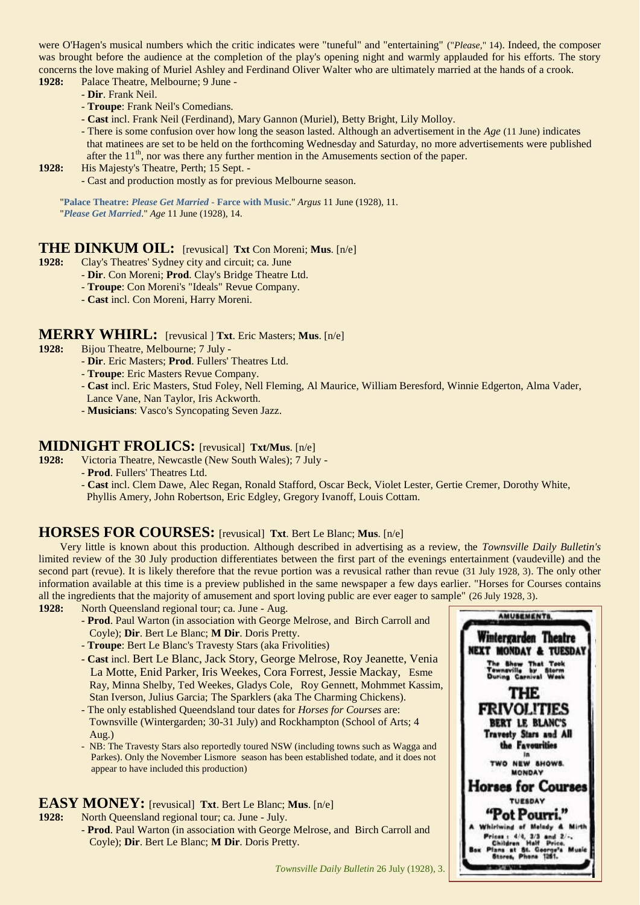were O'Hagen's musical numbers which the critic indicates were "tuneful" and "entertaining" ("*Please*," 14). Indeed, the composer was brought before the audience at the completion of the play's opening night and warmly applauded for his efforts. The story concerns the love making of Muriel Ashley and Ferdinand Oliver Walter who are ultimately married at the hands of a crook.

**1928:** Palace Theatre, Melbourne; 9 June -
- **Dir**. Frank Neil.
- **Troupe**: Frank Neil's Comedians.
- **Cast** incl. Frank Neil (Ferdinand), Mary Gannon (Muriel), Betty Bright, Lily Molloy.
- There is some confusion over how long the season lasted. Although an advertisement in the *Age* (11 June) indicates that matinees are set to be held on the forthcoming Wednesday and Saturday, no more advertisements were published after the 11th, nor was there any further mention in the Amusements section of the paper.

**1928:** His Majesty's Theatre, Perth; 15 Sept. -
- Cast and production mostly as for previous Melbourne season.

"**Palace Theatre: *Please Get Married* - Farce with Music**." *Argus* 11 June (1928), 11.
"***Please Get Married***." *Age* 11 June (1928), 14.

## THE DINKUM OIL: [revusical] **Txt** Con Moreni; **Mus**. [n/e]

**1928:** Clay's Theatres' Sydney city and circuit; ca. June
- **Dir**. Con Moreni; **Prod**. Clay's Bridge Theatre Ltd.
- **Troupe**: Con Moreni's "Ideals" Revue Company.
- **Cast** incl. Con Moreni, Harry Moreni.

## MERRY WHIRL: [revusical ] **Txt**. Eric Masters; **Mus**. [n/e]

**1928:** Bijou Theatre, Melbourne; 7 July -
- **Dir**. Eric Masters; **Prod**. Fullers' Theatres Ltd.
- **Troupe**: Eric Masters Revue Company.
- **Cast** incl. Eric Masters, Stud Foley, Nell Fleming, Al Maurice, William Beresford, Winnie Edgerton, Alma Vader, Lance Vane, Nan Taylor, Iris Ackworth.
- **Musicians**: Vasco's Syncopating Seven Jazz.

## MIDNIGHT FROLICS: [revusical] **Txt/Mus**. [n/e]

**1928:** Victoria Theatre, Newcastle (New South Wales); 7 July -
- **Prod**. Fullers' Theatres Ltd.
- **Cast** incl. Clem Dawe, Alec Regan, Ronald Stafford, Oscar Beck, Violet Lester, Gertie Cremer, Dorothy White, Phyllis Amery, John Robertson, Eric Edgley, Gregory Ivanoff, Louis Cottam.

## HORSES FOR COURSES: [revusical] **Txt**. Bert Le Blanc; **Mus**. [n/e]

Very little is known about this production. Although described in advertising as a review, the *Townsville Daily Bulletin's* limited review of the 30 July production differentiates between the first part of the evenings entertainment (vaudeville) and the second part (revue). It is likely therefore that the revue portion was a revusical rather than revue (31 July 1928, 3). The only other information available at this time is a preview published in the same newspaper a few days earlier. "Horses for Courses contains all the ingredients that the majority of amusement and sport loving public are ever eager to sample" (26 July 1928, 3).

**1928:** North Queensland regional tour; ca. June - Aug.
- **Prod**. Paul Warton (in association with George Melrose, and Birch Carroll and Coyle); **Dir**. Bert Le Blanc; **M Dir**. Doris Pretty.
- **Troupe**: Bert Le Blanc's Travesty Stars (aka Frivolities)
- **Cast** incl. Bert Le Blanc, Jack Story, George Melrose, Roy Jeanette, Venia La Motte, Enid Parker, Iris Weekes, Cora Forrest, Jessie Mackay, Esme Ray, Minna Shelby, Ted Weekes, Gladys Cole, Roy Gennett, Mohmmet Kassim, Stan Iverson, Julius Garcia; The Sparklers (aka The Charming Chickens).
- The only established Queensland tour dates for *Horses for Courses* are: Townsville (Wintergarden; 30-31 July) and Rockhampton (School of Arts; 4 Aug.)
- NB: The Travesty Stars also reportedly toured NSW (including towns such as Wagga and Parkes). Only the November Lismore season has been established todate, and it does not appear to have included this production)

AMUSEMENTS.
Wintergarden Theatre
NEXT MONDAY & TUESDAY
The Show That Took Townsville by Storm During Carnival Week
THE FRIVOLITIES
BERT LE BLANC'S Travesty Stars and All the Favourities
in
TWO NEW SHOWS.
MONDAY
Horses for Courses
TUESDAY
"Pot Pourri."
A Whirlwind of Melody & Mirth
Prices: 4/4, 3/3 and 2/-. Children Half Price.
Box Plans at St. George's Music Stores, Phone 1261.

*Townsville Daily Bulletin* 26 July (1928), 3.

## EASY MONEY: [revusical] **Txt**. Bert Le Blanc; **Mus**. [n/e]

**1928:** North Queensland regional tour; ca. June - July.
- **Prod**. Paul Warton (in association with George Melrose, and Birch Carroll and Coyle); **Dir**. Bert Le Blanc; **M Dir**. Doris Pretty.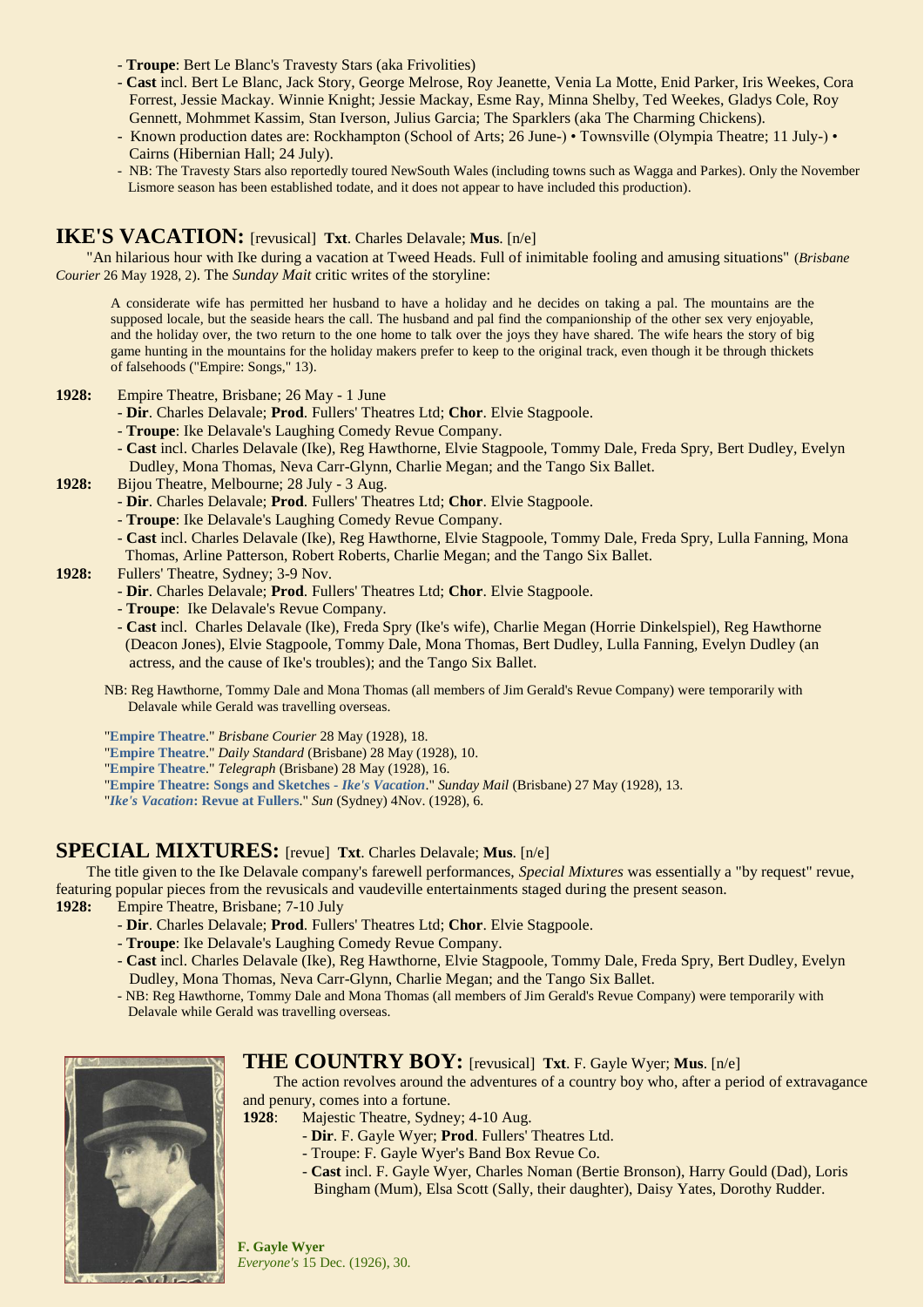- **Troupe**: Bert Le Blanc's Travesty Stars (aka Frivolities)
- **Cast** incl. Bert Le Blanc, Jack Story, George Melrose, Roy Jeanette, Venia La Motte, Enid Parker, Iris Weekes, Cora Forrest, Jessie Mackay. Winnie Knight; Jessie Mackay, Esme Ray, Minna Shelby, Ted Weekes, Gladys Cole, Roy Gennett, Mohmmet Kassim, Stan Iverson, Julius Garcia; The Sparklers (aka The Charming Chickens).
- Known production dates are: Rockhampton (School of Arts; 26 June-) • Townsville (Olympia Theatre; 11 July-) • Cairns (Hibernian Hall; 24 July).
- NB: The Travesty Stars also reportedly toured NewSouth Wales (including towns such as Wagga and Parkes). Only the November Lismore season has been established todate, and it does not appear to have included this production).

## IKE'S VACATION: [revusical] **Txt**. Charles Delavale; **Mus**. [n/e]

"An hilarious hour with Ike during a vacation at Tweed Heads. Full of inimitable fooling and amusing situations" (*Brisbane Courier* 26 May 1928, 2). The *Sunday Mait* critic writes of the storyline:

> A considerate wife has permitted her husband to have a holiday and he decides on taking a pal. The mountains are the supposed locale, but the seaside hears the call. The husband and pal find the companionship of the other sex very enjoyable, and the holiday over, the two return to the one home to talk over the joys they have shared. The wife hears the story of big game hunting in the mountains for the holiday makers prefer to keep to the original track, even though it be through thickets of falsehoods ("Empire: Songs," 13).

**1928:** Empire Theatre, Brisbane; 26 May - 1 June
- **Dir**. Charles Delavale; **Prod**. Fullers' Theatres Ltd; **Chor**. Elvie Stagpoole.
- **Troupe**: Ike Delavale's Laughing Comedy Revue Company.
- **Cast** incl. Charles Delavale (Ike), Reg Hawthorne, Elvie Stagpoole, Tommy Dale, Freda Spry, Bert Dudley, Evelyn Dudley, Mona Thomas, Neva Carr-Glynn, Charlie Megan; and the Tango Six Ballet.

**1928:** Bijou Theatre, Melbourne; 28 July - 3 Aug.
- **Dir**. Charles Delavale; **Prod**. Fullers' Theatres Ltd; **Chor**. Elvie Stagpoole.
- **Troupe**: Ike Delavale's Laughing Comedy Revue Company.
- **Cast** incl. Charles Delavale (Ike), Reg Hawthorne, Elvie Stagpoole, Tommy Dale, Freda Spry, Lulla Fanning, Mona Thomas, Arline Patterson, Robert Roberts, Charlie Megan; and the Tango Six Ballet.

**1928:** Fullers' Theatre, Sydney; 3-9 Nov.
- **Dir**. Charles Delavale; **Prod**. Fullers' Theatres Ltd; **Chor**. Elvie Stagpoole.
- **Troupe**: Ike Delavale's Revue Company.
- **Cast** incl. Charles Delavale (Ike), Freda Spry (Ike's wife), Charlie Megan (Horrie Dinkelspiel), Reg Hawthorne (Deacon Jones), Elvie Stagpoole, Tommy Dale, Mona Thomas, Bert Dudley, Lulla Fanning, Evelyn Dudley (an actress, and the cause of Ike's troubles); and the Tango Six Ballet.

NB: Reg Hawthorne, Tommy Dale and Mona Thomas (all members of Jim Gerald's Revue Company) were temporarily with Delavale while Gerald was travelling overseas.

"**Empire Theatre**." *Brisbane Courier* 28 May (1928), 18.
"**Empire Theatre**." *Daily Standard* (Brisbane) 28 May (1928), 10.
"**Empire Theatre**." *Telegraph* (Brisbane) 28 May (1928), 16.
"**Empire Theatre: Songs and Sketches - *Ike's Vacation***." *Sunday Mail* (Brisbane) 27 May (1928), 13.
"***Ike's Vacation*: Revue at Fullers**." *Sun* (Sydney) 4Nov. (1928), 6.

## SPECIAL MIXTURES: [revue] **Txt**. Charles Delavale; **Mus**. [n/e]

The title given to the Ike Delavale company's farewell performances, *Special Mixtures* was essentially a "by request" revue, featuring popular pieces from the revusicals and vaudeville entertainments staged during the present season.

**1928:** Empire Theatre, Brisbane; 7-10 July
- **Dir**. Charles Delavale; **Prod**. Fullers' Theatres Ltd; **Chor**. Elvie Stagpoole.
- **Troupe**: Ike Delavale's Laughing Comedy Revue Company.
- **Cast** incl. Charles Delavale (Ike), Reg Hawthorne, Elvie Stagpoole, Tommy Dale, Freda Spry, Bert Dudley, Evelyn Dudley, Mona Thomas, Neva Carr-Glynn, Charlie Megan; and the Tango Six Ballet.
- NB: Reg Hawthorne, Tommy Dale and Mona Thomas (all members of Jim Gerald's Revue Company) were temporarily with Delavale while Gerald was travelling overseas.

## THE COUNTRY BOY: [revusical] **Txt**. F. Gayle Wyer; **Mus**. [n/e]

The action revolves around the adventures of a country boy who, after a period of extravagance and penury, comes into a fortune.

**1928**: Majestic Theatre, Sydney; 4-10 Aug.
- **Dir**. F. Gayle Wyer; **Prod**. Fullers' Theatres Ltd.
- Troupe: F. Gayle Wyer's Band Box Revue Co.
- **Cast** incl. F. Gayle Wyer, Charles Noman (Bertie Bronson), Harry Gould (Dad), Loris Bingham (Mum), Elsa Scott (Sally, their daughter), Daisy Yates, Dorothy Rudder.

**F. Gayle Wyer**
*Everyone's* 15 Dec. (1926), 30.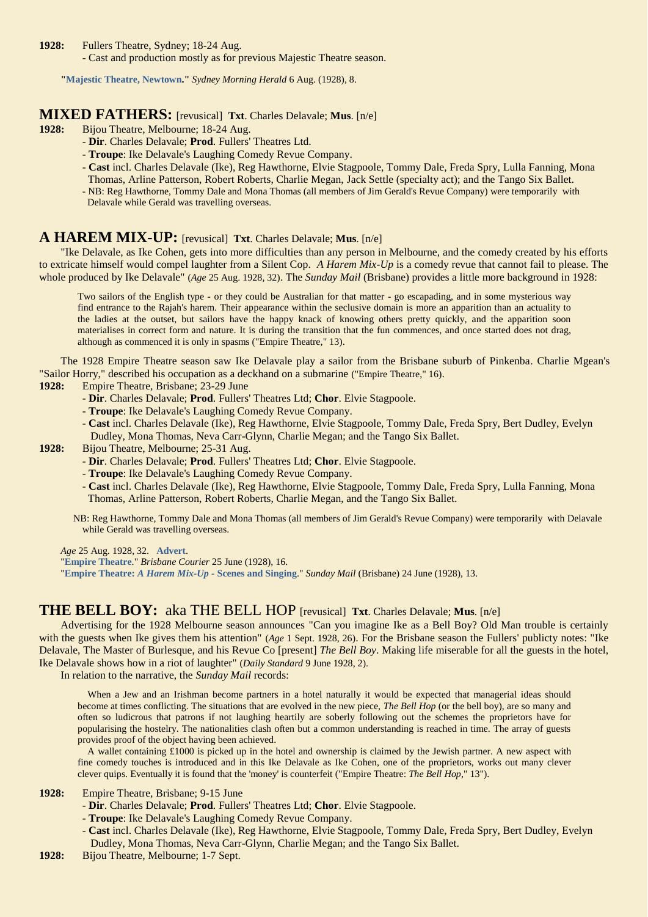**1928:** Fullers Theatre, Sydney; 18-24 Aug.
- Cast and production mostly as for previous Majestic Theatre season.

"**Majestic Theatre, Newtown.**" *Sydney Morning Herald* 6 Aug. (1928), 8.

## MIXED FATHERS: [revusical] **Txt**. Charles Delavale; **Mus**. [n/e]

**1928:** Bijou Theatre, Melbourne; 18-24 Aug.
- **Dir**. Charles Delavale; **Prod**. Fullers' Theatres Ltd.
- **Troupe**: Ike Delavale's Laughing Comedy Revue Company.
- **Cast** incl. Charles Delavale (Ike), Reg Hawthorne, Elvie Stagpoole, Tommy Dale, Freda Spry, Lulla Fanning, Mona Thomas, Arline Patterson, Robert Roberts, Charlie Megan, Jack Settle (specialty act); and the Tango Six Ballet.
- NB: Reg Hawthorne, Tommy Dale and Mona Thomas (all members of Jim Gerald's Revue Company) were temporarily with Delavale while Gerald was travelling overseas.

## A HAREM MIX-UP: [revusical] **Txt**. Charles Delavale; **Mus**. [n/e]

"Ike Delavale, as Ike Cohen, gets into more difficulties than any person in Melbourne, and the comedy created by his efforts to extricate himself would compel laughter from a Silent Cop. *A Harem Mix-Up* is a comedy revue that cannot fail to please. The whole produced by Ike Delavale" (*Age* 25 Aug. 1928, 32). The *Sunday Mail* (Brisbane) provides a little more background in 1928:

> Two sailors of the English type - or they could be Australian for that matter - go escapading, and in some mysterious way find entrance to the Rajah's harem. Their appearance within the seclusive domain is more an apparition than an actuality to the ladies at the outset, but sailors have the happy knack of knowing others pretty quickly, and the apparition soon materialises in correct form and nature. It is during the transition that the fun commences, and once started does not drag, although as commenced it is only in spasms ("Empire Theatre," 13).

The 1928 Empire Theatre season saw Ike Delavale play a sailor from the Brisbane suburb of Pinkenba. Charlie Mgean's "Sailor Horry," described his occupation as a deckhand on a submarine ("Empire Theatre," 16).

**1928:** Empire Theatre, Brisbane; 23-29 June
- **Dir**. Charles Delavale; **Prod**. Fullers' Theatres Ltd; **Chor**. Elvie Stagpoole.
- **Troupe**: Ike Delavale's Laughing Comedy Revue Company.
- **Cast** incl. Charles Delavale (Ike), Reg Hawthorne, Elvie Stagpoole, Tommy Dale, Freda Spry, Bert Dudley, Evelyn Dudley, Mona Thomas, Neva Carr-Glynn, Charlie Megan; and the Tango Six Ballet.

**1928:** Bijou Theatre, Melbourne; 25-31 Aug.
- **Dir**. Charles Delavale; **Prod**. Fullers' Theatres Ltd; **Chor**. Elvie Stagpoole.
- **Troupe**: Ike Delavale's Laughing Comedy Revue Company.
- **Cast** incl. Charles Delavale (Ike), Reg Hawthorne, Elvie Stagpoole, Tommy Dale, Freda Spry, Lulla Fanning, Mona Thomas, Arline Patterson, Robert Roberts, Charlie Megan, and the Tango Six Ballet.

NB: Reg Hawthorne, Tommy Dale and Mona Thomas (all members of Jim Gerald's Revue Company) were temporarily with Delavale while Gerald was travelling overseas.

*Age* 25 Aug. 1928, 32. **Advert**.
"**Empire Theatre**." *Brisbane Courier* 25 June (1928), 16.
"**Empire Theatre: *A Harem Mix-Up* - Scenes and Singing**." *Sunday Mail* (Brisbane) 24 June (1928), 13.

## THE BELL BOY: aka THE BELL HOP [revusical] **Txt**. Charles Delavale; **Mus**. [n/e]

Advertising for the 1928 Melbourne season announces "Can you imagine Ike as a Bell Boy? Old Man trouble is certainly with the guests when Ike gives them his attention" (*Age* 1 Sept. 1928, 26). For the Brisbane season the Fullers' publicty notes: "Ike Delavale, The Master of Burlesque, and his Revue Co [present] *The Bell Boy*. Making life miserable for all the guests in the hotel, Ike Delavale shows how in a riot of laughter" (*Daily Standard* 9 June 1928, 2).

In relation to the narrative, the *Sunday Mail* records:

> When a Jew and an Irishman become partners in a hotel naturally it would be expected that managerial ideas should become at times conflicting. The situations that are evolved in the new piece, *The Bell Hop* (or the bell boy), are so many and often so ludicrous that patrons if not laughing heartily are soberly following out the schemes the proprietors have for popularising the hostelry. The nationalities clash often but a common understanding is reached in time. The array of guests provides proof of the object having been achieved.
>
> A wallet containing £1000 is picked up in the hotel and ownership is claimed by the Jewish partner. A new aspect with fine comedy touches is introduced and in this Ike Delavale as Ike Cohen, one of the proprietors, works out many clever clever quips. Eventually it is found that the 'money' is counterfeit ("Empire Theatre: *The Bell Hop*," 13").

**1928:** Empire Theatre, Brisbane; 9-15 June
- **Dir**. Charles Delavale; **Prod**. Fullers' Theatres Ltd; **Chor**. Elvie Stagpoole.
- **Troupe**: Ike Delavale's Laughing Comedy Revue Company.
- **Cast** incl. Charles Delavale (Ike), Reg Hawthorne, Elvie Stagpoole, Tommy Dale, Freda Spry, Bert Dudley, Evelyn Dudley, Mona Thomas, Neva Carr-Glynn, Charlie Megan; and the Tango Six Ballet.

**1928:** Bijou Theatre, Melbourne; 1-7 Sept.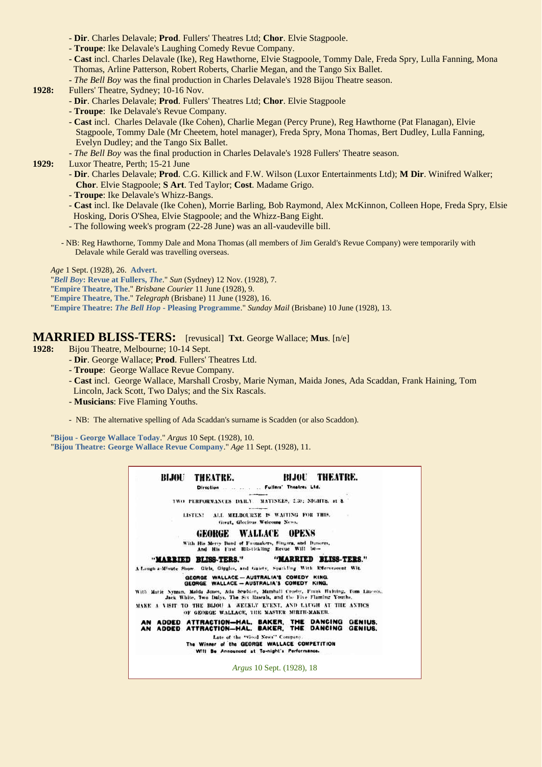- **Dir**. Charles Delavale; **Prod**. Fullers' Theatres Ltd; **Chor**. Elvie Stagpoole.
- **Troupe**: Ike Delavale's Laughing Comedy Revue Company.
- **Cast** incl. Charles Delavale (Ike), Reg Hawthorne, Elvie Stagpoole, Tommy Dale, Freda Spry, Lulla Fanning, Mona Thomas, Arline Patterson, Robert Roberts, Charlie Megan, and the Tango Six Ballet.
- *The Bell Boy* was the final production in Charles Delavale's 1928 Bijou Theatre season.

**1928:** Fullers' Theatre, Sydney; 10-16 Nov.

- **Dir**. Charles Delavale; **Prod**. Fullers' Theatres Ltd; **Chor**. Elvie Stagpoole
- **Troupe**: Ike Delavale's Revue Company.
- **Cast** incl. Charles Delavale (Ike Cohen), Charlie Megan (Percy Prune), Reg Hawthorne (Pat Flanagan), Elvie Stagpoole, Tommy Dale (Mr Cheetem, hotel manager), Freda Spry, Mona Thomas, Bert Dudley, Lulla Fanning, Evelyn Dudley; and the Tango Six Ballet.
- *The Bell Boy* was the final production in Charles Delavale's 1928 Fullers' Theatre season.

**1929:** Luxor Theatre, Perth; 15-21 June

- **Dir**. Charles Delavale; **Prod**. C.G. Killick and F.W. Wilson (Luxor Entertainments Ltd); **M Dir**. Winifred Walker; **Chor**. Elvie Stagpoole; **S Art**. Ted Taylor; **Cost**. Madame Grigo.
- **Troupe**: Ike Delavale's Whizz-Bangs.
- **Cast** incl. Ike Delavale (Ike Cohen), Morrie Barling, Bob Raymond, Alex McKinnon, Colleen Hope, Freda Spry, Elsie Hosking, Doris O'Shea, Elvie Stagpoole; and the Whizz-Bang Eight.
- The following week's program (22-28 June) was an all-vaudeville bill.

- NB: Reg Hawthorne, Tommy Dale and Mona Thomas (all members of Jim Gerald's Revue Company) were temporarily with Delavale while Gerald was travelling overseas.

*Age* 1 Sept. (1928), 26. **Advert**.
"***Bell Boy*: Revue at Fullers, *The***." *Sun* (Sydney) 12 Nov. (1928), 7.
"**Empire Theatre, The**." *Brisbane Courier* 11 June (1928), 9.
"**Empire Theatre, The**." *Telegraph* (Brisbane) 11 June (1928), 16.
"**Empire Theatre: *The Bell Hop* - Pleasing Programme**." *Sunday Mail* (Brisbane) 10 June (1928), 13.

## MARRIED BLISS-TERS: [revusical] **Txt**. George Wallace; **Mus**. [n/e]

**1928:** Bijou Theatre, Melbourne; 10-14 Sept.

- **Dir**. George Wallace; **Prod**. Fullers' Theatres Ltd.
- **Troupe**: George Wallace Revue Company.
- **Cast** incl. George Wallace, Marshall Crosby, Marie Nyman, Maida Jones, Ada Scaddan, Frank Haining, Tom Lincoln, Jack Scott, Two Dalys; and the Six Rascals.
- **Musicians**: Five Flaming Youths.

- NB: The alternative spelling of Ada Scaddan's surname is Scadden (or also Scaddon).

"**Bijou - George Wallace Today**." *Argus* 10 Sept. (1928), 10.
"**Bijou Theatre: George Wallace Revue Company**." *Age* 11 Sept. (1928), 11.

BIJOU THEATRE. BIJOU THEATRE.
Direction . . . . . . Fullers' Theatres Ltd.
TWO PERFORMANCES DAILY. MATINEES, 2.30; NIGHTS, at 8.
LISTEN! ALL MELBOURNE IS WAITING FOR THIS.
Great, Glorious Welcome News.
GEORGE WALLACE OPENS
With His Merry Band of Funmakers, Singers, and Dancers,
And His First Rib-tickling Revue Will be—
"MARRIED BLISS-TERS." "MARRIED BLISS-TERS."
A Laugh-a-Minute Show. Girls, Giggles, and Gaiety, Sparkling With Effervescent Wit.
GEORGE WALLACE — AUSTRALIA'S COMEDY KING.
GEORGE WALLACE — AUSTRALIA'S COMEDY KING.
With Marie Nyman, Maida Jones, Ada Scaddan, Marshall Crosby, Frank Haining, Tom Lincoln, Jack White, Two Dalys. The Six Rascals, and the Five Flaming Youths.
MAKE A VISIT TO THE BIJOU A WEEKLY EVENT, AND LAUGH AT THE ANTICS OF GEORGE WALLACE, THE MASTER MIRTH-MAKER.
AN ADDED ATTRACTION—HAL. BAKER, THE DANCING GENIUS.
AN ADDED ATTRACTION—HAL. BAKER, THE DANCING GENIUS.
Late of the "Good News" Company.
The Winner of the GEORGE WALLACE COMPETITION
Will Be Announced at To-night's Performance.

*Argus* 10 Sept. (1928), 18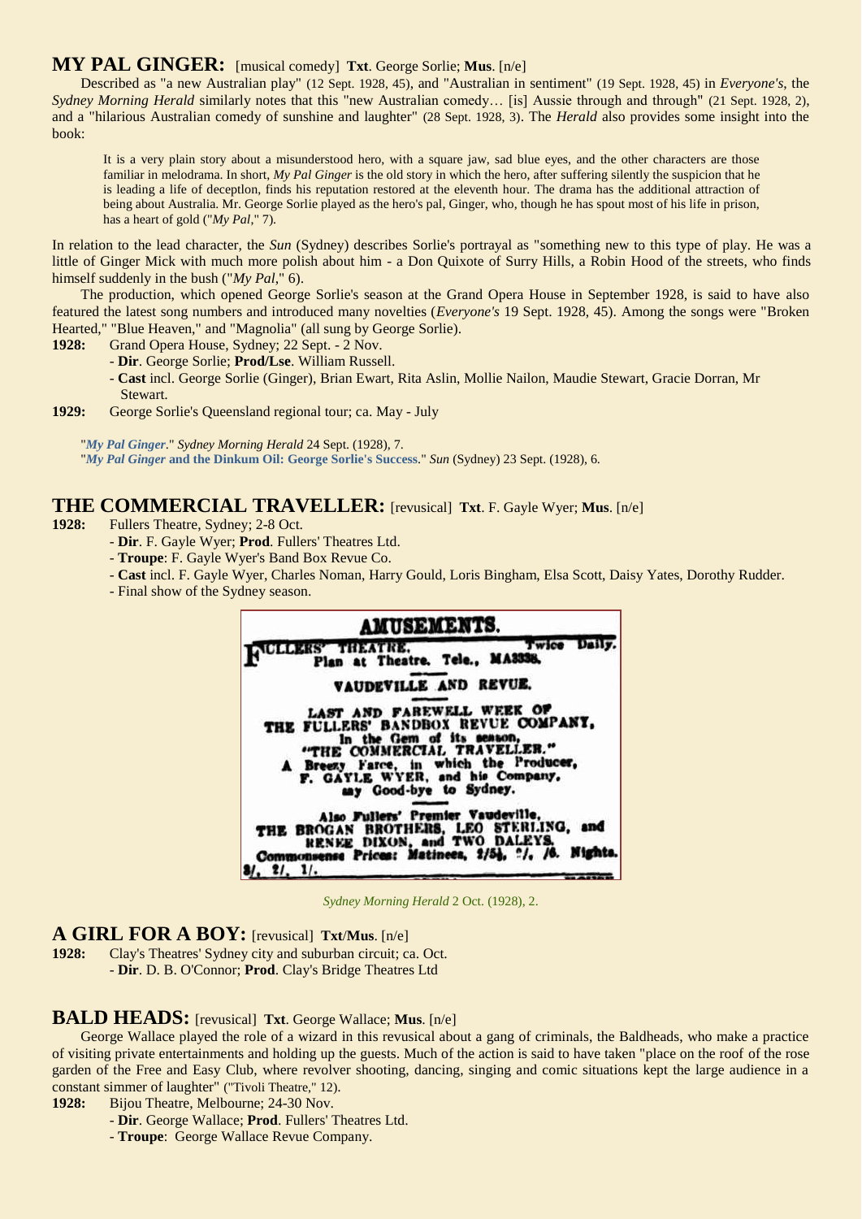## MY PAL GINGER: [musical comedy] **Txt**. George Sorlie; **Mus**. [n/e]

Described as "a new Australian play" (12 Sept. 1928, 45), and "Australian in sentiment" (19 Sept. 1928, 45) in *Everyone's*, the *Sydney Morning Herald* similarly notes that this "new Australian comedy… [is] Aussie through and through" (21 Sept. 1928, 2), and a "hilarious Australian comedy of sunshine and laughter" (28 Sept. 1928, 3). The *Herald* also provides some insight into the book:

> It is a very plain story about a misunderstood hero, with a square jaw, sad blue eyes, and the other characters are those familiar in melodrama. In short, *My Pal Ginger* is the old story in which the hero, after suffering silently the suspicion that he is leading a life of deceptlon, finds his reputation restored at the eleventh hour. The drama has the additional attraction of being about Australia. Mr. George Sorlie played as the hero's pal, Ginger, who, though he has spout most of his life in prison, has a heart of gold ("*My Pal*," 7).

In relation to the lead character, the *Sun* (Sydney) describes Sorlie's portrayal as "something new to this type of play. He was a little of Ginger Mick with much more polish about him - a Don Quixote of Surry Hills, a Robin Hood of the streets, who finds himself suddenly in the bush ("*My Pal*," 6).

The production, which opened George Sorlie's season at the Grand Opera House in September 1928, is said to have also featured the latest song numbers and introduced many novelties (*Everyone's* 19 Sept. 1928, 45). Among the songs were "Broken Hearted," "Blue Heaven," and "Magnolia" (all sung by George Sorlie).

**1928:** Grand Opera House, Sydney; 22 Sept. - 2 Nov.
- **Dir**. George Sorlie; **Prod/Lse**. William Russell.
- **Cast** incl. George Sorlie (Ginger), Brian Ewart, Rita Aslin, Mollie Nailon, Maudie Stewart, Gracie Dorran, Mr Stewart.

**1929:** George Sorlie's Queensland regional tour; ca. May - July

"*My Pal Ginger*." *Sydney Morning Herald* 24 Sept. (1928), 7.
"*My Pal Ginger* and the Dinkum Oil: George Sorlie's Success." *Sun* (Sydney) 23 Sept. (1928), 6.

## THE COMMERCIAL TRAVELLER: [revusical] **Txt**. F. Gayle Wyer; **Mus**. [n/e]

**1928:** Fullers Theatre, Sydney; 2-8 Oct.
- **Dir**. F. Gayle Wyer; **Prod**. Fullers' Theatres Ltd.
- **Troupe**: F. Gayle Wyer's Band Box Revue Co.
- **Cast** incl. F. Gayle Wyer, Charles Noman, Harry Gould, Loris Bingham, Elsa Scott, Daisy Yates, Dorothy Rudder.
- Final show of the Sydney season.

AMUSEMENTS.
FULLERS' THEATRE. Twice Daily.
Plan at Theatre. Tele., MA3338.
VAUDEVILLE AND REVUE.
LAST AND FAREWELL WEEK OF THE FULLERS' BANDBOX REVUE COMPANY, In the Gem of its season, "THE COMMERCIAL TRAVELLER." A Breezy Farce, in which the Producer, F. GAYLE WYER, and his Company, say Good-bye to Sydney.
Also Fullers' Premier Vaudeville, THE BROGAN BROTHERS, LEO STERLING, and RENEE DIXON, and TWO DALEYS.
Commonsense Prices: Matinees, 2/5½, 1/, /6. Nights, 3/, 2/, 1/.

*Sydney Morning Herald* 2 Oct. (1928), 2.

## A GIRL FOR A BOY: [revusical] **Txt/Mus**. [n/e]

**1928:** Clay's Theatres' Sydney city and suburban circuit; ca. Oct.
- **Dir**. D. B. O'Connor; **Prod**. Clay's Bridge Theatres Ltd

## BALD HEADS: [revusical] **Txt**. George Wallace; **Mus**. [n/e]

George Wallace played the role of a wizard in this revusical about a gang of criminals, the Baldheads, who make a practice of visiting private entertainments and holding up the guests. Much of the action is said to have taken "place on the roof of the rose garden of the Free and Easy Club, where revolver shooting, dancing, singing and comic situations kept the large audience in a constant simmer of laughter" ("Tivoli Theatre," 12).

**1928:** Bijou Theatre, Melbourne; 24-30 Nov.
- **Dir**. George Wallace; **Prod**. Fullers' Theatres Ltd.
- **Troupe**: George Wallace Revue Company.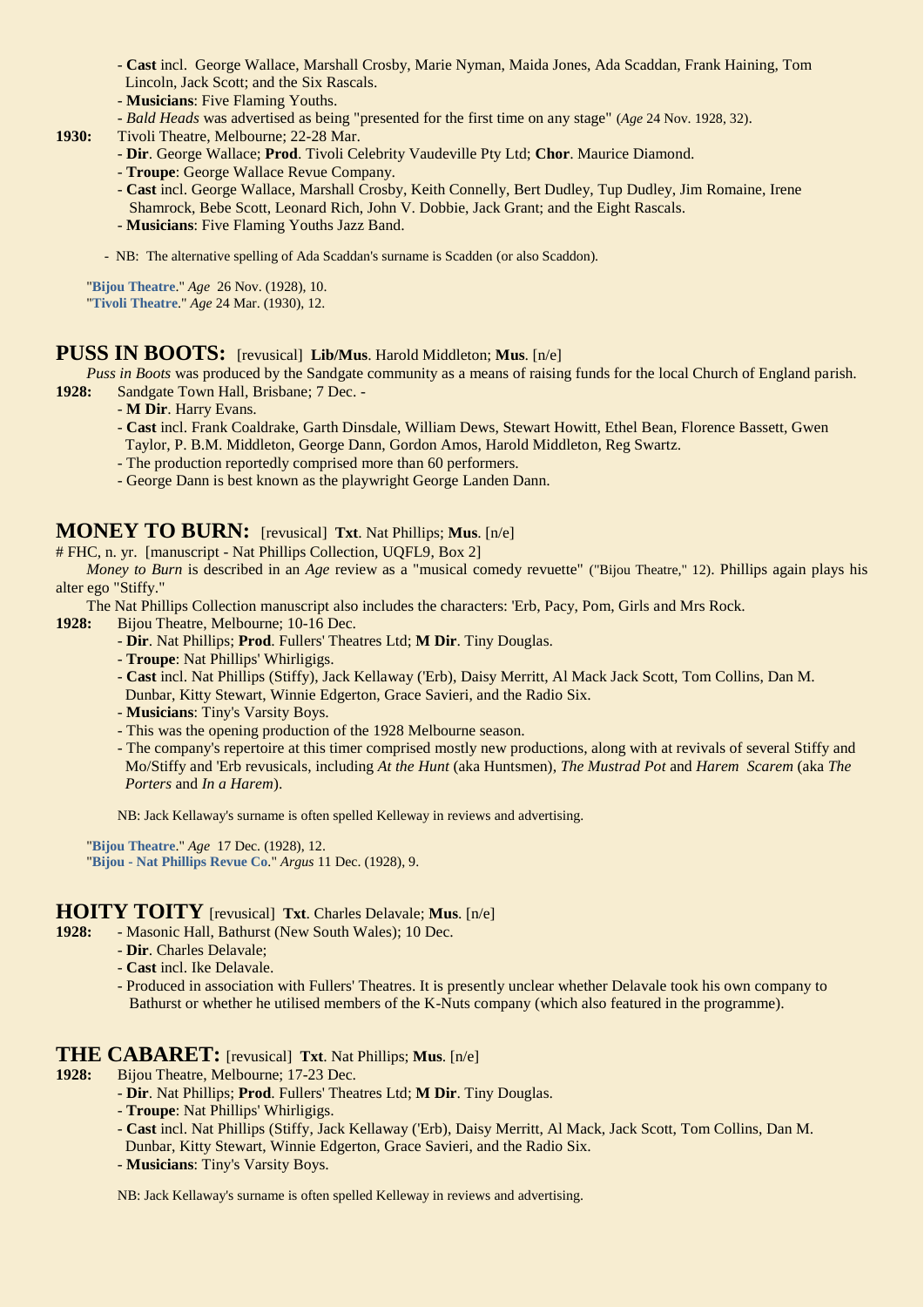- **Cast** incl. George Wallace, Marshall Crosby, Marie Nyman, Maida Jones, Ada Scaddan, Frank Haining, Tom Lincoln, Jack Scott; and the Six Rascals.
- **Musicians**: Five Flaming Youths.
- *Bald Heads* was advertised as being "presented for the first time on any stage" (*Age* 24 Nov. 1928, 32).

**1930:** Tivoli Theatre, Melbourne; 22-28 Mar.

- **Dir**. George Wallace; **Prod**. Tivoli Celebrity Vaudeville Pty Ltd; **Chor**. Maurice Diamond.
- **Troupe**: George Wallace Revue Company.
- **Cast** incl. George Wallace, Marshall Crosby, Keith Connelly, Bert Dudley, Tup Dudley, Jim Romaine, Irene Shamrock, Bebe Scott, Leonard Rich, John V. Dobbie, Jack Grant; and the Eight Rascals.
- **Musicians**: Five Flaming Youths Jazz Band.

- NB: The alternative spelling of Ada Scaddan's surname is Scadden (or also Scaddon).

"**Bijou Theatre**." *Age* 26 Nov. (1928), 10.
"**Tivoli Theatre**." *Age* 24 Mar. (1930), 12.

## PUSS IN BOOTS: [revusical] **Lib/Mus**. Harold Middleton; **Mus**. [n/e]

*Puss in Boots* was produced by the Sandgate community as a means of raising funds for the local Church of England parish.

**1928:** Sandgate Town Hall, Brisbane; 7 Dec. -

- **M Dir**. Harry Evans.
- **Cast** incl. Frank Coaldrake, Garth Dinsdale, William Dews, Stewart Howitt, Ethel Bean, Florence Bassett, Gwen Taylor, P. B.M. Middleton, George Dann, Gordon Amos, Harold Middleton, Reg Swartz.
- The production reportedly comprised more than 60 performers.
- George Dann is best known as the playwright George Landen Dann.

## MONEY TO BURN: [revusical] **Txt**. Nat Phillips; **Mus**. [n/e]

# FHC, n. yr. [manuscript - Nat Phillips Collection, UQFL9, Box 2]

*Money to Burn* is described in an *Age* review as a "musical comedy revuette" ("Bijou Theatre," 12). Phillips again plays his alter ego "Stiffy."

The Nat Phillips Collection manuscript also includes the characters: 'Erb, Pacy, Pom, Girls and Mrs Rock.

**1928:** Bijou Theatre, Melbourne; 10-16 Dec.

- **Dir**. Nat Phillips; **Prod**. Fullers' Theatres Ltd; **M Dir**. Tiny Douglas.
- **Troupe**: Nat Phillips' Whirligigs.
- **Cast** incl. Nat Phillips (Stiffy), Jack Kellaway ('Erb), Daisy Merritt, Al Mack Jack Scott, Tom Collins, Dan M. Dunbar, Kitty Stewart, Winnie Edgerton, Grace Savieri, and the Radio Six.
- **Musicians**: Tiny's Varsity Boys.
- This was the opening production of the 1928 Melbourne season.
- The company's repertoire at this timer comprised mostly new productions, along with at revivals of several Stiffy and Mo/Stiffy and 'Erb revusicals, including *At the Hunt* (aka Huntsmen), *The Mustrad Pot* and *Harem Scarem* (aka *The Porters* and *In a Harem*).

NB: Jack Kellaway's surname is often spelled Kelleway in reviews and advertising.

"**Bijou Theatre**." *Age* 17 Dec. (1928), 12.
"**Bijou - Nat Phillips Revue Co**." *Argus* 11 Dec. (1928), 9.

## HOITY TOITY [revusical] **Txt**. Charles Delavale; **Mus**. [n/e]

**1928:** - Masonic Hall, Bathurst (New South Wales); 10 Dec.

- **Dir**. Charles Delavale;
- **Cast** incl. Ike Delavale.
- Produced in association with Fullers' Theatres. It is presently unclear whether Delavale took his own company to Bathurst or whether he utilised members of the K-Nuts company (which also featured in the programme).

## THE CABARET: [revusical] **Txt**. Nat Phillips; **Mus**. [n/e]

**1928:** Bijou Theatre, Melbourne; 17-23 Dec.

- **Dir**. Nat Phillips; **Prod**. Fullers' Theatres Ltd; **M Dir**. Tiny Douglas.
- **Troupe**: Nat Phillips' Whirligigs.
- **Cast** incl. Nat Phillips (Stiffy, Jack Kellaway ('Erb), Daisy Merritt, Al Mack, Jack Scott, Tom Collins, Dan M. Dunbar, Kitty Stewart, Winnie Edgerton, Grace Savieri, and the Radio Six.
- **Musicians**: Tiny's Varsity Boys.

NB: Jack Kellaway's surname is often spelled Kelleway in reviews and advertising.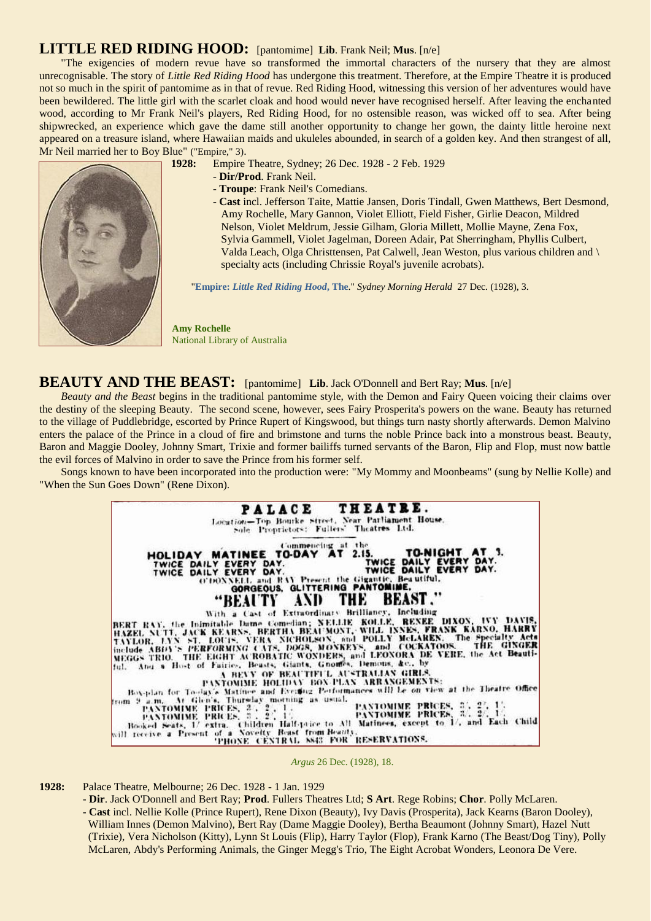## LITTLE RED RIDING HOOD: [pantomime] **Lib**. Frank Neil; **Mus**. [n/e]

"The exigencies of modern revue have so transformed the immortal characters of the nursery that they are almost unrecognisable. The story of *Little Red Riding Hood* has undergone this treatment. Therefore, at the Empire Theatre it is produced not so much in the spirit of pantomime as in that of revue. Red Riding Hood, witnessing this version of her adventures would have been bewildered. The little girl with the scarlet cloak and hood would never have recognised herself. After leaving the enchanted wood, according to Mr Frank Neil's players, Red Riding Hood, for no ostensible reason, was wicked off to sea. After being shipwrecked, an experience which gave the dame still another opportunity to change her gown, the dainty little heroine next appeared on a treasure island, where Hawaiian maids and ukuleles abounded, in search of a golden key. And then strangest of all, Mr Neil married her to Boy Blue" ("Empire," 3).

**1928:** Empire Theatre, Sydney; 26 Dec. 1928 - 2 Feb. 1929
- **Dir/Prod**. Frank Neil.
- **Troupe**: Frank Neil's Comedians.
- **Cast** incl. Jefferson Taite, Mattie Jansen, Doris Tindall, Gwen Matthews, Bert Desmond, Amy Rochelle, Mary Gannon, Violet Elliott, Field Fisher, Girlie Deacon, Mildred Nelson, Violet Meldrum, Jessie Gilham, Gloria Millett, Mollie Mayne, Zena Fox, Sylvia Gammell, Violet Jagelman, Doreen Adair, Pat Sherringham, Phyllis Culbert, Valda Leach, Olga Christtensen, Pat Calwell, Jean Weston, plus various children and \ specialty acts (including Chrissie Royal's juvenile acrobats).

"**Empire:** *Little Red Riding Hood*, **The**." *Sydney Morning Herald* 27 Dec. (1928), 3.

**Amy Rochelle**
National Library of Australia

## BEAUTY AND THE BEAST: [pantomime] **Lib**. Jack O'Donnell and Bert Ray; **Mus**. [n/e]

*Beauty and the Beast* begins in the traditional pantomime style, with the Demon and Fairy Queen voicing their claims over the destiny of the sleeping Beauty. The second scene, however, sees Fairy Prosperita's powers on the wane. Beauty has returned to the village of Puddlebridge, escorted by Prince Rupert of Kingswood, but things turn nasty shortly afterwards. Demon Malvino enters the palace of the Prince in a cloud of fire and brimstone and turns the noble Prince back into a monstrous beast. Beauty, Baron and Maggie Dooley, Johnny Smart, Trixie and former bailiffs turned servants of the Baron, Flip and Flop, must now battle the evil forces of Malvino in order to save the Prince from his former self.

Songs known to have been incorporated into the production were: "My Mommy and Moonbeams" (sung by Nellie Kolle) and "When the Sun Goes Down" (Rene Dixon).

*Argus* 26 Dec. (1928), 18.

**1928:** Palace Theatre, Melbourne; 26 Dec. 1928 - 1 Jan. 1929
- **Dir**. Jack O'Donnell and Bert Ray; **Prod**. Fullers Theatres Ltd; **S Art**. Rege Robins; **Chor**. Polly McLaren.
- **Cast** incl. Nellie Kolle (Prince Rupert), Rene Dixon (Beauty), Ivy Davis (Prosperita), Jack Kearns (Baron Dooley), William Innes (Demon Malvino), Bert Ray (Dame Maggie Dooley), Bertha Beaumont (Johnny Smart), Hazel Nutt (Trixie), Vera Nicholson (Kitty), Lynn St Louis (Flip), Harry Taylor (Flop), Frank Karno (The Beast/Dog Tiny), Polly McLaren, Abdy's Performing Animals, the Ginger Megg's Trio, The Eight Acrobat Wonders, Leonora De Vere.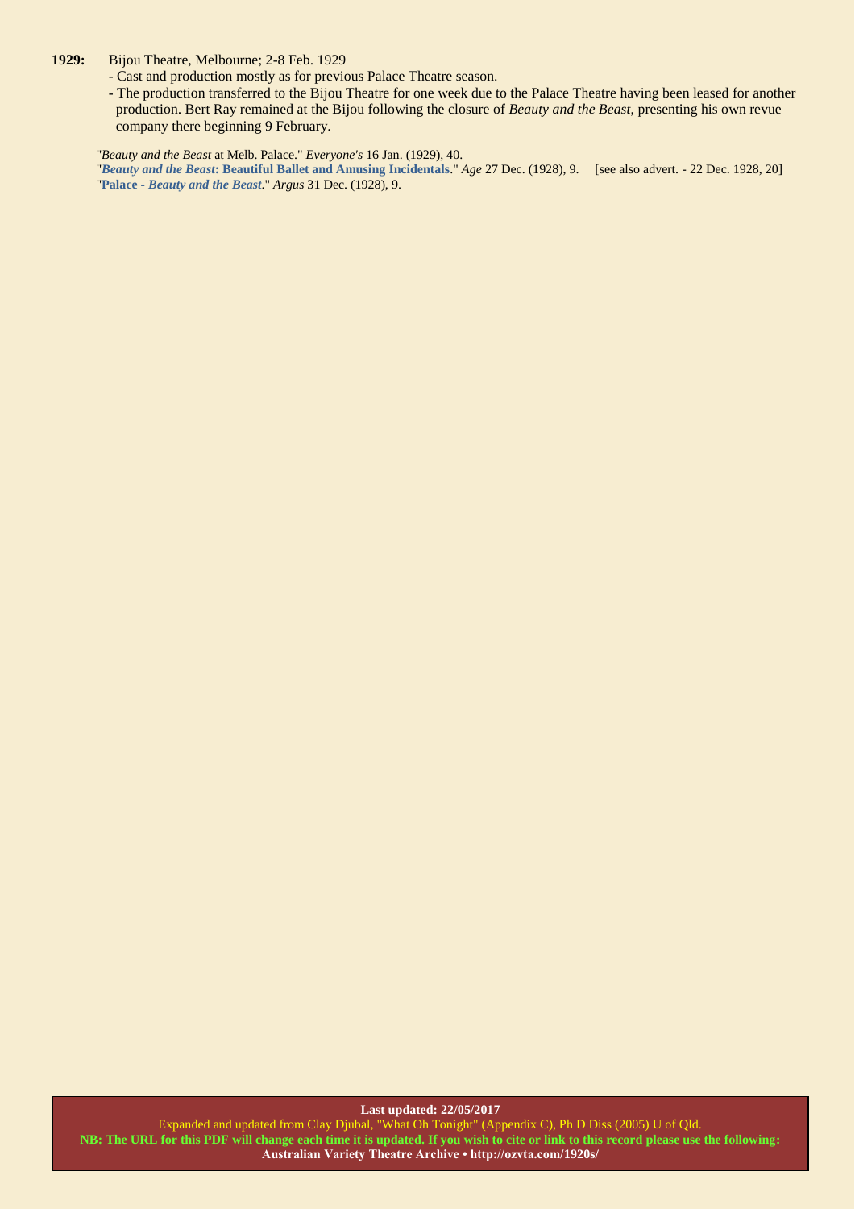**1929:** Bijou Theatre, Melbourne; 2-8 Feb. 1929

- Cast and production mostly as for previous Palace Theatre season.
- The production transferred to the Bijou Theatre for one week due to the Palace Theatre having been leased for another production. Bert Ray remained at the Bijou following the closure of *Beauty and the Beast*, presenting his own revue company there beginning 9 February.

"*Beauty and the Beast* at Melb. Palace." *Everyone's* 16 Jan. (1929), 40.
"***Beauty and the Beast*: Beautiful Ballet and Amusing Incidentals**." *Age* 27 Dec. (1928), 9. [see also advert. - 22 Dec. 1928, 20]
"**Palace - *Beauty and the Beast***." *Argus* 31 Dec. (1928), 9.

**Last updated: 22/05/2017**
Expanded and updated from Clay Djubal, "What Oh Tonight" (Appendix C), Ph D Diss (2005) U of Qld.
**NB: The URL for this PDF will change each time it is updated. If you wish to cite or link to this record please use the following:**
**Australian Variety Theatre Archive • http://ozvta.com/1920s/**